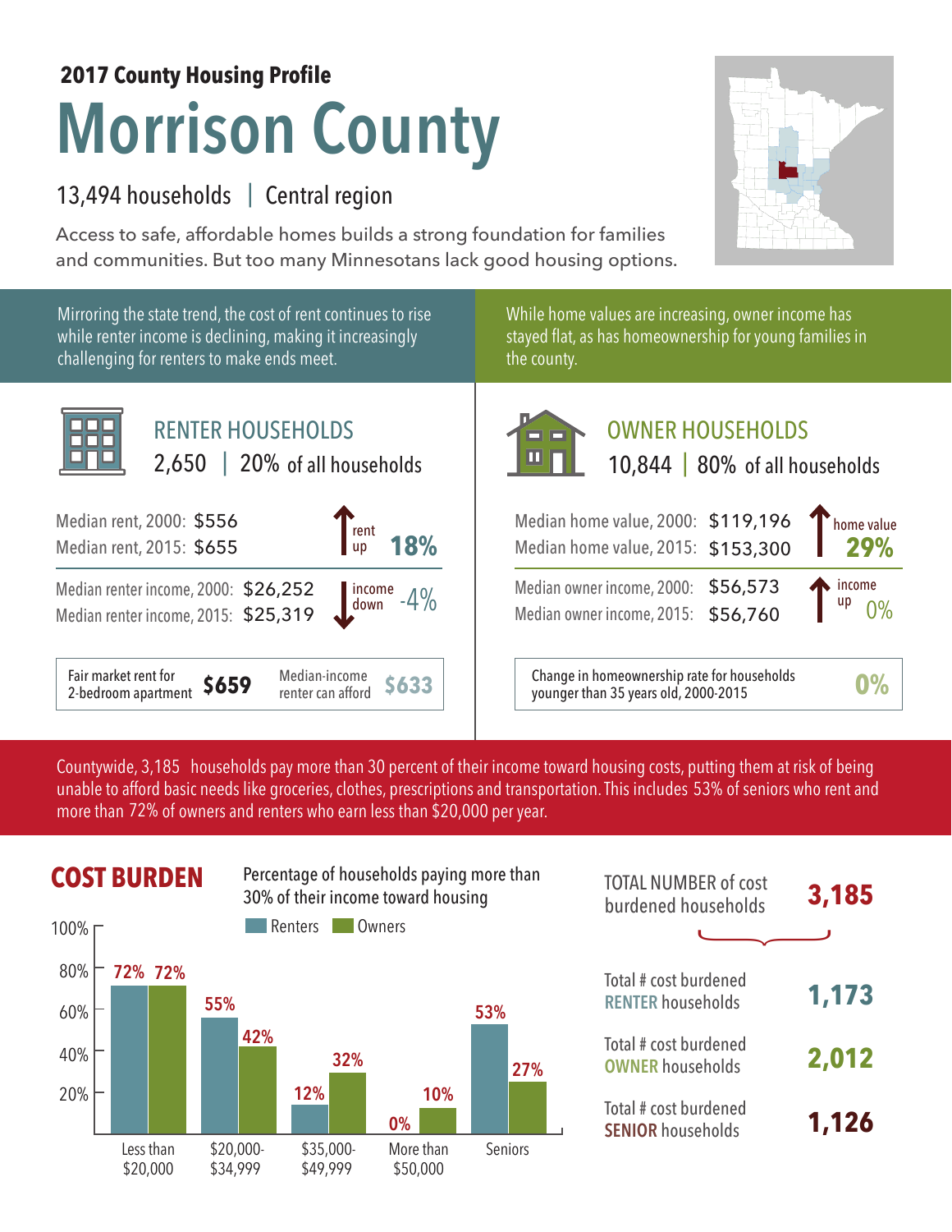**2017 County Housing Profile**

# Morrison County

13,494 households | Central region

Access to safe, affordable homes builds a strong foundation for families and communities. But too many Minnesotans lack good housing options.

Mirroring the state trend, the cost of rent continues to rise while renter income is declining, making it increasingly challenging for renters to make ends meet.

While home values are increasing, owner income has stayed flat, as has homeownership for young families in the county.

## RENTER HOUSEHOLDS

2,650 | 20% of all households

| | | |
|---|---|---|
| Median rent, 2000: | $556 | rent up 18% |
| Median rent, 2015: | $655 | |
| Median renter income, 2000: | $26,252 | income down -4% |
| Median renter income, 2015: | $25,319 | |

Fair market rent for 2-bedroom apartment **$659** | Median-income renter can afford **$633**

## OWNER HOUSEHOLDS

10,844 | 80% of all households

| | | |
|---|---|---|
| Median home value, 2000: | $119,196 | home value 29% |
| Median home value, 2015: | $153,300 | |
| Median owner income, 2000: | $56,573 | income up 0% |
| Median owner income, 2015: | $56,760 | |

Change in homeownership rate for households younger than 35 years old, 2000-2015 **0%**

Countywide, 3,185 households pay more than 30 percent of their income toward housing costs, putting them at risk of being unable to afford basic needs like groceries, clothes, prescriptions and transportation. This includes 53% of seniors who rent and more than 72% of owners and renters who earn less than $20,000 per year.

## COST BURDEN

Percentage of households paying more than 30% of their income toward housing

| | Renters | Owners |
|---|---|---|
| Less than $20,000 | 72% | 72% |
| $20,000-$34,999 | 55% | 42% |
| $35,000-$49,999 | 12% | 32% |
| More than $50,000 | 0% | 10% |
| Seniors | 53% | 27% |

| | |
|---|---|
| TOTAL NUMBER of cost burdened households | **3,185** |
| Total # cost burdened RENTER households | **1,173** |
| Total # cost burdened OWNER households | **2,012** |
| Total # cost burdened SENIOR households | **1,126** |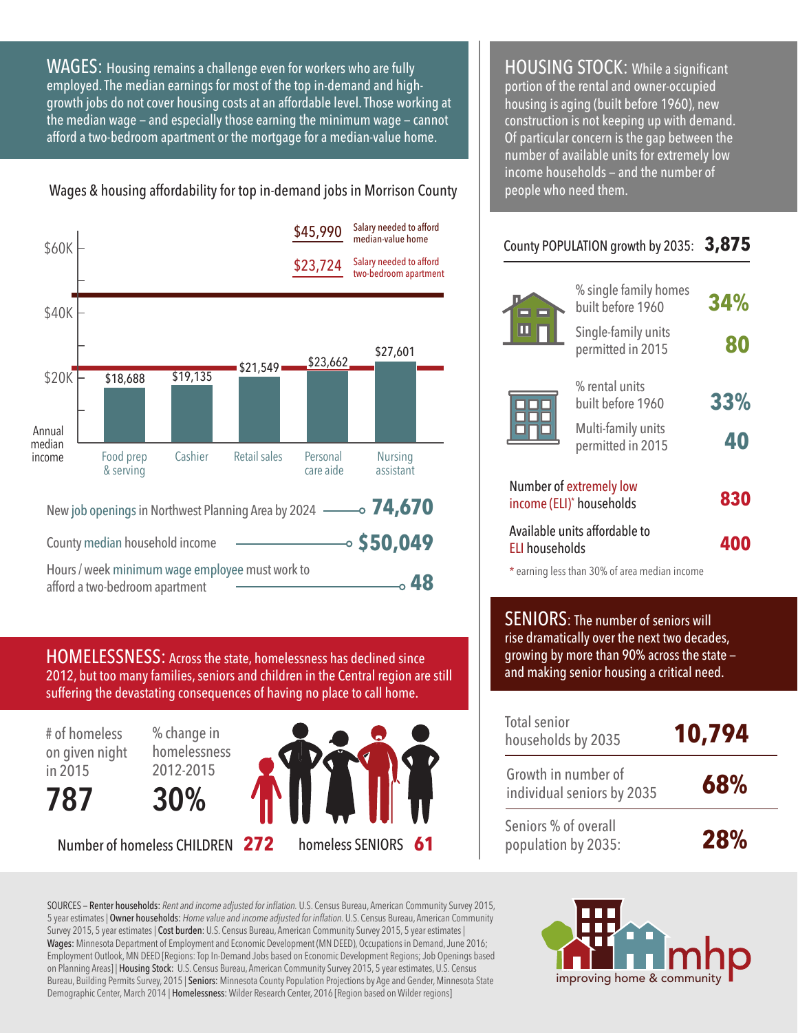## WAGES:

Housing remains a challenge even for workers who are fully employed. The median earnings for most of the top in-demand and high-growth jobs do not cover housing costs at an affordable level. Those working at the median wage – and especially those earning the minimum wage – cannot afford a two-bedroom apartment or the mortgage for a median-value home.

Wages & housing affordability for top in-demand jobs in Morrison County

$45,990 Salary needed to afford median-value home

$23,724 Salary needed to afford two-bedroom apartment

$60K
$40K
$20K

Annual median income

$18,688 Food prep & serving

$19,135 Cashier

$21,549 Retail sales

$23,662 Personal care aide

$27,601 Nursing assistant

New job openings in Northwest Planning Area by 2024 — **74,670**

County median household income — **$50,049**

Hours / week minimum wage employee must work to afford a two-bedroom apartment — **48**

## HOMELESSNESS:

Across the state, homelessness has declined since 2012, but too many families, seniors and children in the Central region are still suffering the devastating consequences of having no place to call home.

# of homeless on given night in 2015
**787**

% change in homelessness 2012-2015
**30%**

Number of homeless CHILDREN **272**

homeless SENIORS **61**

## HOUSING STOCK:

While a significant portion of the rental and owner-occupied housing is aging (built before 1960), new construction is not keeping up with demand. Of particular concern is the gap between the number of available units for extremely low income households – and the number of people who need them.

County POPULATION growth by 2035: **3,875**

| | |
|---|---|
| % single family homes built before 1960 | **34%** |
| Single-family units permitted in 2015 | **80** |
| % rental units built before 1960 | **33%** |
| Multi-family units permitted in 2015 | **40** |
| Number of extremely low income (ELI)* households | **830** |
| Available units affordable to ELI households | **400** |

* earning less than 30% of area median income

## SENIORS:

The number of seniors will rise dramatically over the next two decades, growing by more than 90% across the state – and making senior housing a critical need.

| | |
|---|---|
| Total senior households by 2035 | **10,794** |
| Growth in number of individual seniors by 2035 | **68%** |
| Seniors % of overall population by 2035: | **28%** |

SOURCES – **Renter households**: *Rent and income adjusted for inflation.* U.S. Census Bureau, American Community Survey 2015, 5 year estimates | **Owner households**: *Home value and income adjusted for inflation.* U.S. Census Bureau, American Community Survey 2015, 5 year estimates | **Cost burden**: U.S. Census Bureau, American Community Survey 2015, 5 year estimates | **Wages**: Minnesota Department of Employment and Economic Development (MN DEED), Occupations in Demand, June 2016; Employment Outlook, MN DEED [Regions: Top In-Demand Jobs based on Economic Development Regions; Job Openings based on Planning Areas] | **Housing Stock**: U.S. Census Bureau, American Community Survey 2015, 5 year estimates, U.S. Census Bureau, Building Permits Survey, 2015 | **Seniors**: Minnesota County Population Projections by Age and Gender, Minnesota State Demographic Center, March 2014 | **Homelessness**: Wilder Research Center, 2016 [Region based on Wilder regions]

mhp improving home & community